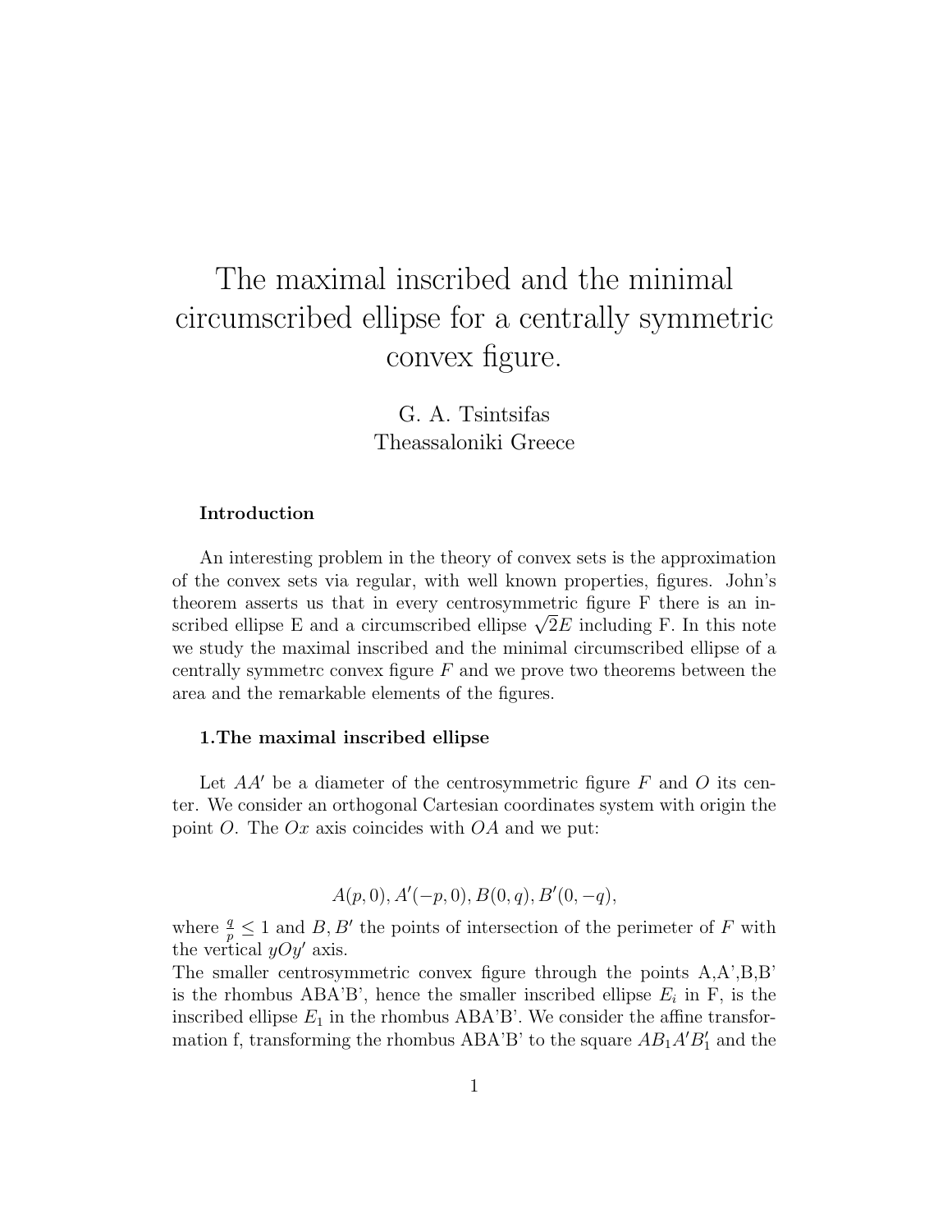# The maximal inscribed and the minimal circumscribed ellipse for a centrally symmetric convex figure.

G. A. Tsintsifas
Theassaloniki Greece

### Introduction

An interesting problem in the theory of convex sets is the approximation of the convex sets via regular, with well known properties, figures. John's theorem asserts us that in every centrosymmetric figure F there is an inscribed ellipse E and a circumscribed ellipse $\sqrt{2}E$ including F. In this note we study the maximal inscribed and the minimal circumscribed ellipse of a centrally symmetrc convex figure $F$ and we prove two theorems between the area and the remarkable elements of the figures.

### 1.The maximal inscribed ellipse

Let $AA'$ be a diameter of the centrosymmetric figure $F$ and $O$ its center. We consider an orthogonal Cartesian coordinates system with origin the point $O$. The $Ox$ axis coincides with $OA$ and we put:

$$A(p,0), A'(-p,0), B(0,q), B'(0,-q),$$

where $\frac{q}{p} \leq 1$ and $B, B'$ the points of intersection of the perimeter of $F$ with the vertical $yOy'$ axis.
The smaller centrosymmetric convex figure through the points A,A',B,B' is the rhombus ABA'B', hence the smaller inscribed ellipse $E_i$ in F, is the inscribed ellipse $E_1$ in the rhombus ABA'B'. We consider the affine transformation f, transforming the rhombus ABA'B' to the square $AB_1A'B_1'$ and the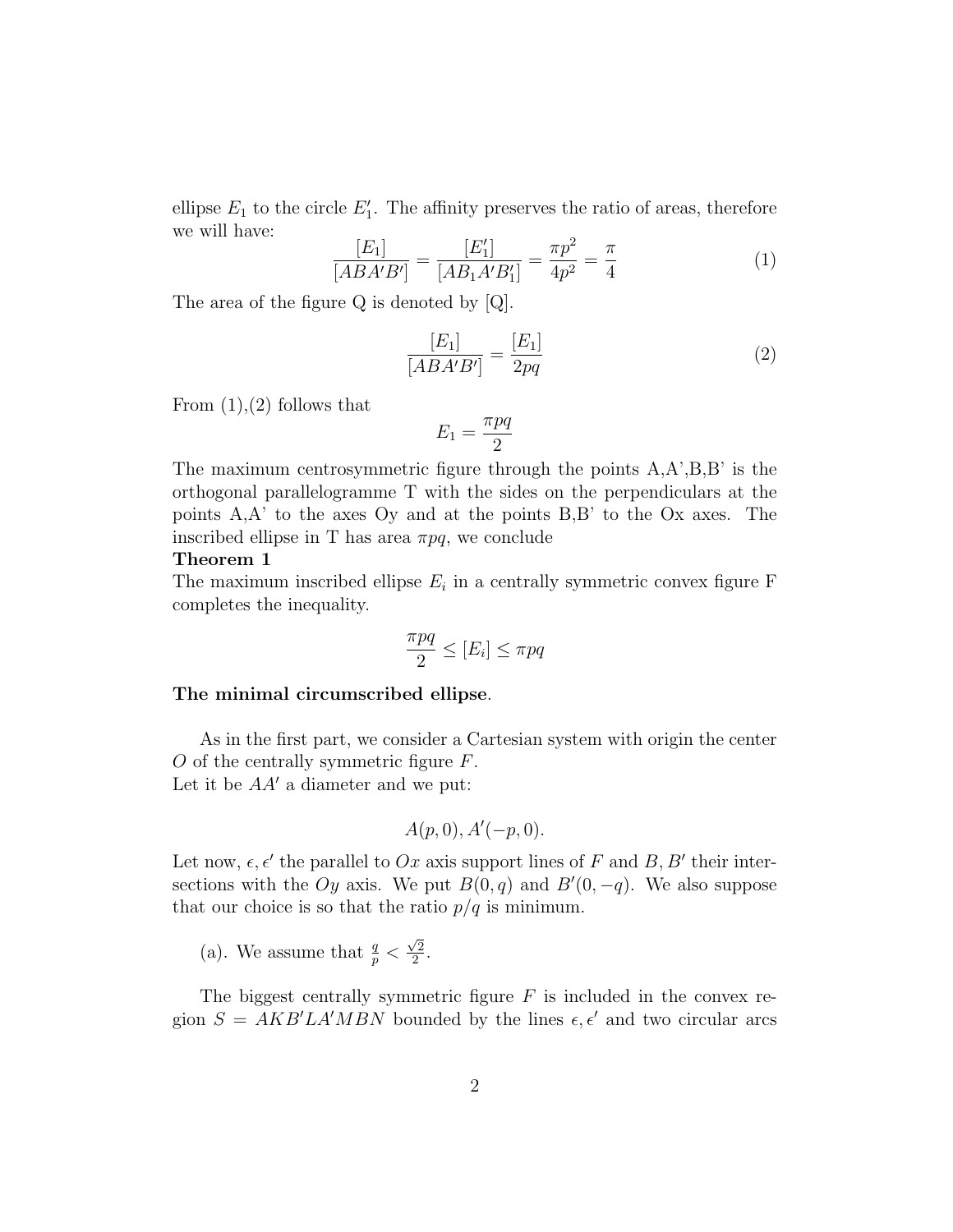ellipse $E_1$ to the circle $E_1'$. The affinity preserves the ratio of areas, therefore we will have:

$$\frac{[E_1]}{[ABA'B']} = \frac{[E_1']}{[AB_1A'B_1']} = \frac{\pi p^2}{4p^2} = \frac{\pi}{4} \tag{1}$$

The area of the figure Q is denoted by [Q].

$$\frac{[E_1]}{[ABA'B']} = \frac{[E_1]}{2pq} \tag{2}$$

From (1),(2) follows that

$$E_1 = \frac{\pi pq}{2}$$

The maximum centrosymmetric figure through the points A,A',B,B' is the orthogonal parallelogramme T with the sides on the perpendiculars at the points A,A' to the axes Oy and at the points B,B' to the Ox axes. The inscribed ellipse in T has area $\pi pq$, we conclude

**Theorem 1**
The maximum inscribed ellipse $E_i$ in a centrally symmetric convex figure F completes the inequality.

$$\frac{\pi pq}{2} \leq [E_i] \leq \pi pq$$

**The minimal circumscribed ellipse**.

As in the first part, we consider a Cartesian system with origin the center $O$ of the centrally symmetric figure $F$.
Let it be $AA'$ a diameter and we put:

$$A(p,0), A'(-p,0).$$

Let now, $\epsilon, \epsilon'$ the parallel to $Ox$ axis support lines of $F$ and $B, B'$ their intersections with the $Oy$ axis. We put $B(0,q)$ and $B'(0,-q)$. We also suppose that our choice is so that the ratio $p/q$ is minimum.

(a). We assume that $\frac{q}{p} < \frac{\sqrt{2}}{2}$.

The biggest centrally symmetric figure $F$ is included in the convex region $S = AKB'LA'MBN$ bounded by the lines $\epsilon, \epsilon'$ and two circular arcs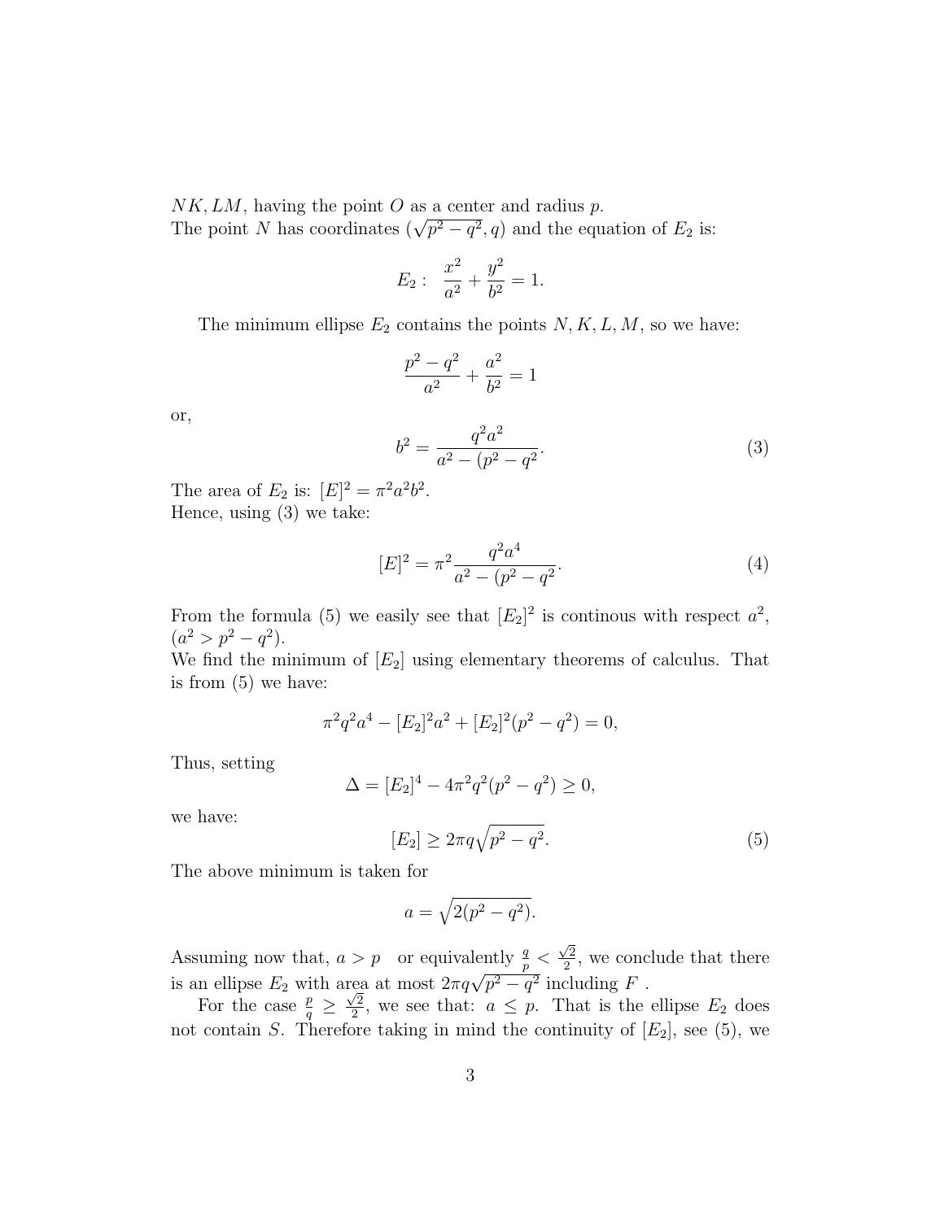$NK, LM$, having the point $O$ as a center and radius $p$.
The point $N$ has coordinates $(\sqrt{p^2 - q^2}, q)$ and the equation of $E_2$ is:

$$E_2: \ \ \frac{x^2}{a^2} + \frac{y^2}{b^2} = 1.$$

The minimum ellipse $E_2$ contains the points $N, K, L, M$, so we have:

$$\frac{p^2 - q^2}{a^2} + \frac{a^2}{b^2} = 1$$

or,

$$b^2 = \frac{q^2 a^2}{a^2 - (p^2 - q^2}. \tag{3}$$

The area of $E_2$ is: $[E]^2 = \pi^2 a^2 b^2$.
Hence, using (3) we take:

$$[E]^2 = \pi^2 \frac{q^2 a^4}{a^2 - (p^2 - q^2}. \tag{4}$$

From the formula (5) we easily see that $[E_2]^2$ is continous with respect $a^2$, $(a^2 > p^2 - q^2)$.
We find the minimum of $[E_2]$ using elementary theorems of calculus. That is from (5) we have:

$$\pi^2 q^2 a^4 - [E_2]^2 a^2 + [E_2]^2 (p^2 - q^2) = 0,$$

Thus, setting

$$\Delta = [E_2]^4 - 4\pi^2 q^2 (p^2 - q^2) \geq 0,$$

we have:

$$[E_2] \geq 2\pi q \sqrt{p^2 - q^2}. \tag{5}$$

The above minimum is taken for

$$a = \sqrt{2(p^2 - q^2)}.$$

Assuming now that, $a > p$ or equivalently $\frac{q}{p} < \frac{\sqrt{2}}{2}$, we conclude that there is an ellipse $E_2$ with area at most $2\pi q \sqrt{p^2 - q^2}$ including $F$ .

For the case $\frac{p}{q} \geq \frac{\sqrt{2}}{2}$, we see that: $a \leq p$. That is the ellipse $E_2$ does not contain $S$. Therefore taking in mind the continuity of $[E_2]$, see (5), we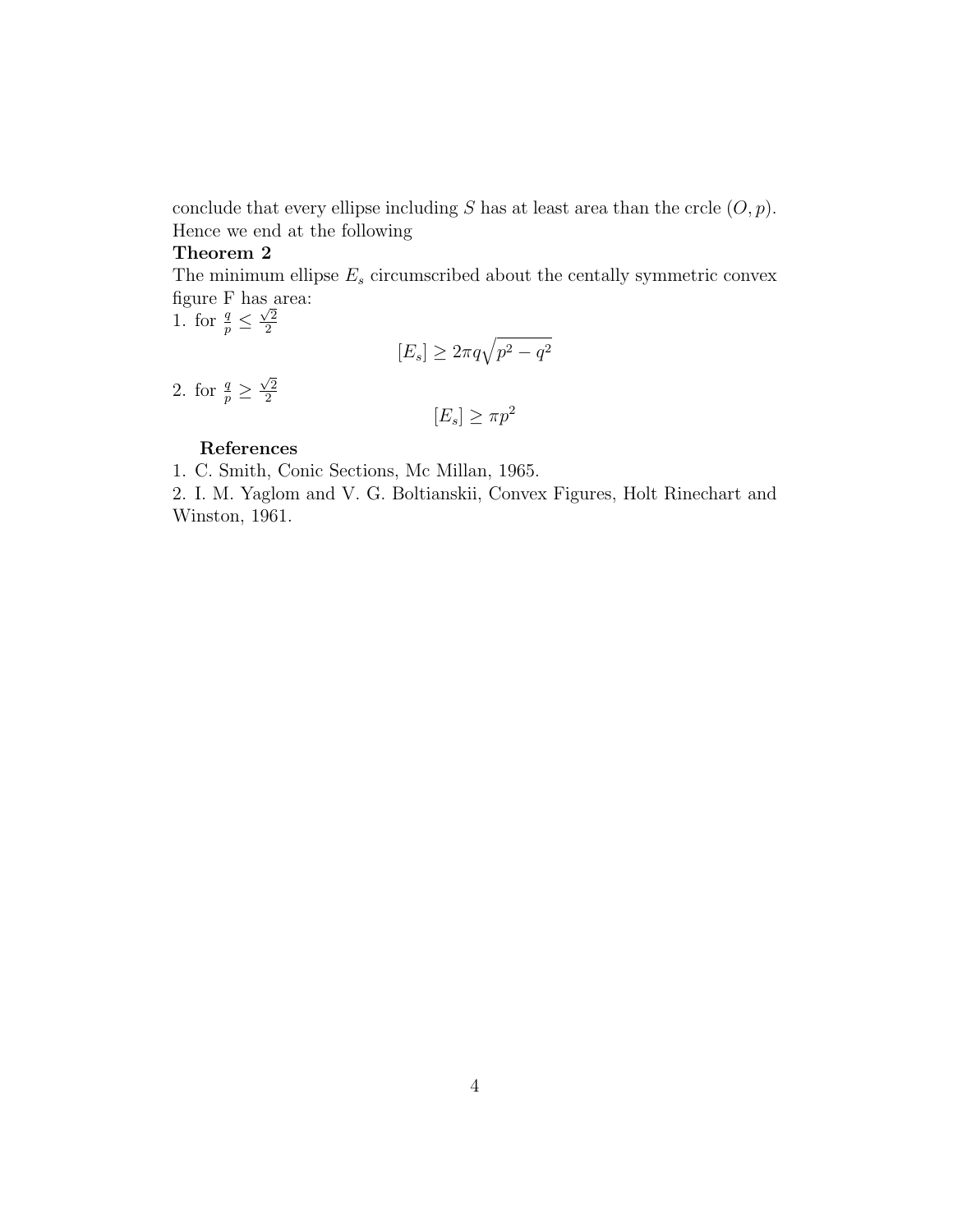conclude that every ellipse including $S$ has at least area than the crcle $(O, p)$. Hence we end at the following

**Theorem 2**

The minimum ellipse $E_s$ circumscribed about the centally symmetric convex figure F has area:

1. for $\frac{q}{p} \leq \frac{\sqrt{2}}{2}$

$$[E_s] \geq 2\pi q\sqrt{p^2 - q^2}$$

2. for $\frac{q}{p} \geq \frac{\sqrt{2}}{2}$

$$[E_s] \geq \pi p^2$$

**References**

1. C. Smith, Conic Sections, Mc Millan, 1965.
2. I. M. Yaglom and V. G. Boltianskii, Convex Figures, Holt Rinechart and Winston, 1961.